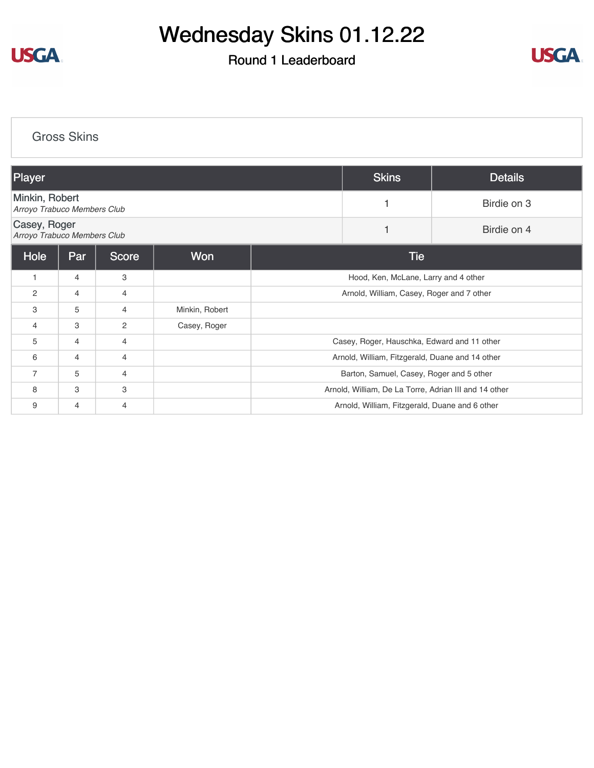# Wednesday Skins 01.12.22

## Round 1 Leaderboard

### Gross Skins

| Player | Skins | Details |
|---|---|---|
| Minkin, Robert *Arroyo Trabuco Members Club* | 1 | Birdie on 3 |
| Casey, Roger *Arroyo Trabuco Members Club* | 1 | Birdie on 4 |

| Hole | Par | Score | Won | Tie |
|---|---|---|---|---|
| 1 | 4 | 3 | | Hood, Ken, McLane, Larry and 4 other |
| 2 | 4 | 4 | | Arnold, William, Casey, Roger and 7 other |
| 3 | 5 | 4 | Minkin, Robert | |
| 4 | 3 | 2 | Casey, Roger | |
| 5 | 4 | 4 | | Casey, Roger, Hauschka, Edward and 11 other |
| 6 | 4 | 4 | | Arnold, William, Fitzgerald, Duane and 14 other |
| 7 | 5 | 4 | | Barton, Samuel, Casey, Roger and 5 other |
| 8 | 3 | 3 | | Arnold, William, De La Torre, Adrian III and 14 other |
| 9 | 4 | 4 | | Arnold, William, Fitzgerald, Duane and 6 other |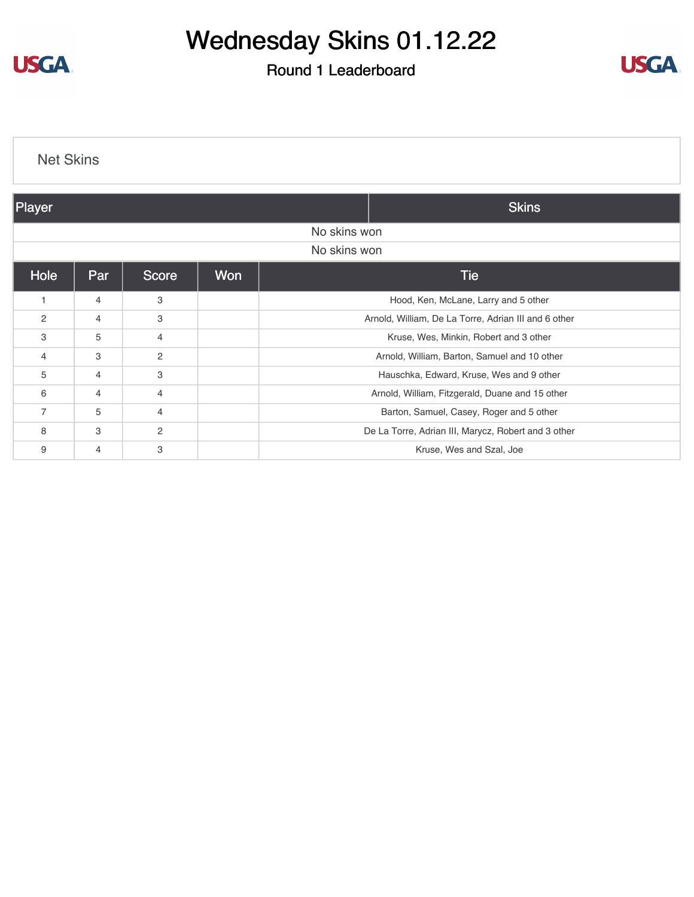# Wednesday Skins 01.12.22

## Round 1 Leaderboard

### Net Skins

| Player | Skins |
|---|---|
| No skins won | |
| No skins won | |

| Hole | Par | Score | Won | Tie |
|---|---|---|---|---|
| 1 | 4 | 3 | | Hood, Ken, McLane, Larry and 5 other |
| 2 | 4 | 3 | | Arnold, William, De La Torre, Adrian III and 6 other |
| 3 | 5 | 4 | | Kruse, Wes, Minkin, Robert and 3 other |
| 4 | 3 | 2 | | Arnold, William, Barton, Samuel and 10 other |
| 5 | 4 | 3 | | Hauschka, Edward, Kruse, Wes and 9 other |
| 6 | 4 | 4 | | Arnold, William, Fitzgerald, Duane and 15 other |
| 7 | 5 | 4 | | Barton, Samuel, Casey, Roger and 5 other |
| 8 | 3 | 2 | | De La Torre, Adrian III, Marycz, Robert and 3 other |
| 9 | 4 | 3 | | Kruse, Wes and Szal, Joe |